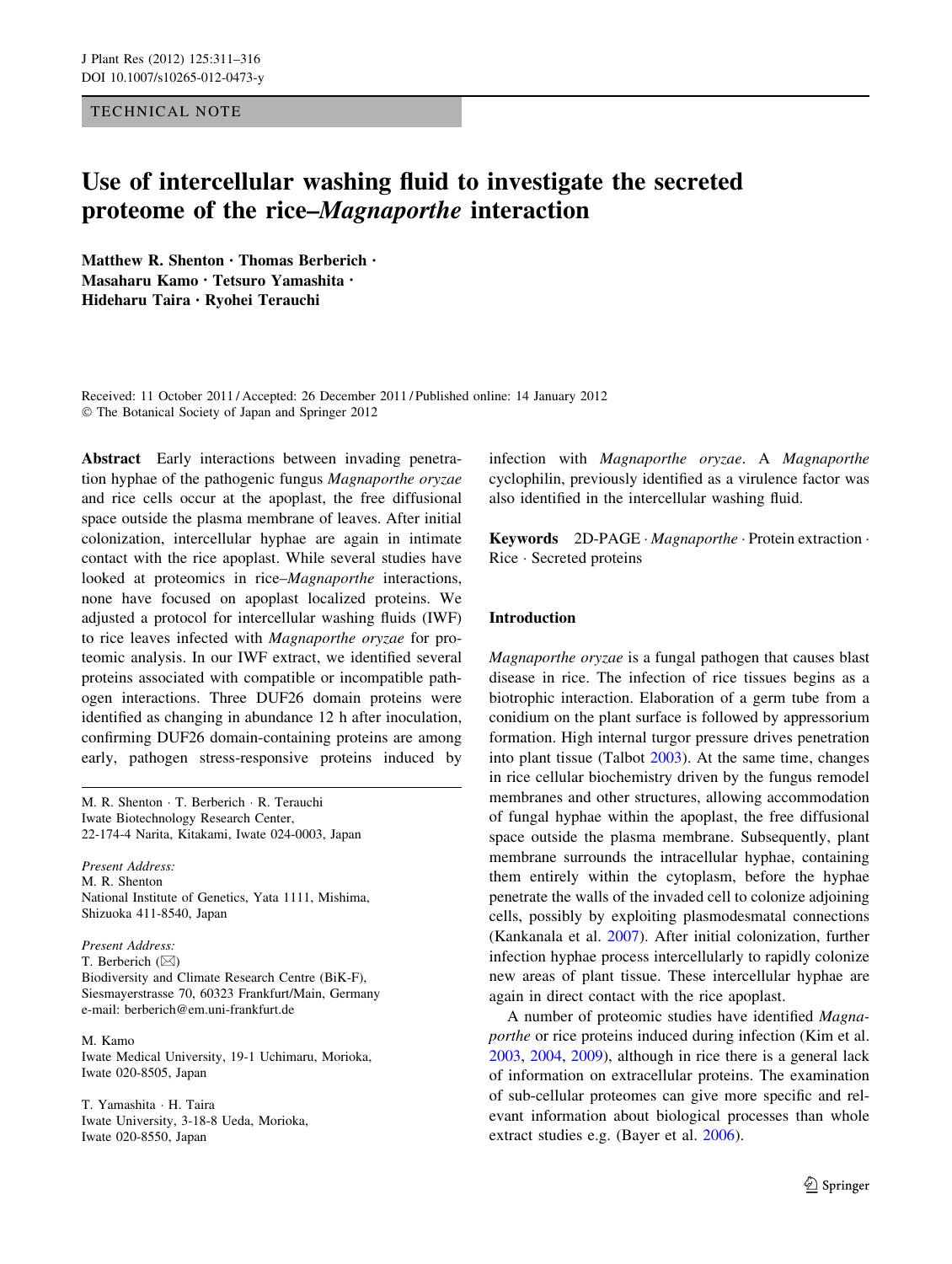TECHNICAL NOTE

# Use of intercellular washing fluid to investigate the secreted proteome of the rice–*Magnaporthe* interaction

**Matthew R. Shenton · Thomas Berberich · Masaharu Kamo · Tetsuro Yamashita · Hideharu Taira · Ryohei Terauchi**

Received: 11 October 2011 / Accepted: 26 December 2011 / Published online: 14 January 2012
© The Botanical Society of Japan and Springer 2012

**Abstract** Early interactions between invading penetration hyphae of the pathogenic fungus *Magnaporthe oryzae* and rice cells occur at the apoplast, the free diffusional space outside the plasma membrane of leaves. After initial colonization, intercellular hyphae are again in intimate contact with the rice apoplast. While several studies have looked at proteomics in rice–*Magnaporthe* interactions, none have focused on apoplast localized proteins. We adjusted a protocol for intercellular washing fluids (IWF) to rice leaves infected with *Magnaporthe oryzae* for proteomic analysis. In our IWF extract, we identified several proteins associated with compatible or incompatible pathogen interactions. Three DUF26 domain proteins were identified as changing in abundance 12 h after inoculation, confirming DUF26 domain-containing proteins are among early, pathogen stress-responsive proteins induced by infection with *Magnaporthe oryzae*. A *Magnaporthe* cyclophilin, previously identified as a virulence factor was also identified in the intercellular washing fluid.

**Keywords** 2D-PAGE · *Magnaporthe* · Protein extraction · Rice · Secreted proteins

M. R. Shenton · T. Berberich · R. Terauchi
Iwate Biotechnology Research Center, 22-174-4 Narita, Kitakami, Iwate 024-0003, Japan

*Present Address:*
M. R. Shenton
National Institute of Genetics, Yata 1111, Mishima, Shizuoka 411-8540, Japan

*Present Address:*
T. Berberich (✉)
Biodiversity and Climate Research Centre (BiK-F), Siesmayerstrasse 70, 60323 Frankfurt/Main, Germany
e-mail: berberich@em.uni-frankfurt.de

M. Kamo
Iwate Medical University, 19-1 Uchimaru, Morioka, Iwate 020-8505, Japan

T. Yamashita · H. Taira
Iwate University, 3-18-8 Ueda, Morioka, Iwate 020-8550, Japan

## Introduction

*Magnaporthe oryzae* is a fungal pathogen that causes blast disease in rice. The infection of rice tissues begins as a biotrophic interaction. Elaboration of a germ tube from a conidium on the plant surface is followed by appressorium formation. High internal turgor pressure drives penetration into plant tissue (Talbot 2003). At the same time, changes in rice cellular biochemistry driven by the fungus remodel membranes and other structures, allowing accommodation of fungal hyphae within the apoplast, the free diffusional space outside the plasma membrane. Subsequently, plant membrane surrounds the intracellular hyphae, containing them entirely within the cytoplasm, before the hyphae penetrate the walls of the invaded cell to colonize adjoining cells, possibly by exploiting plasmodesmatal connections (Kankanala et al. 2007). After initial colonization, further infection hyphae process intercellularly to rapidly colonize new areas of plant tissue. These intercellular hyphae are again in direct contact with the rice apoplast.

A number of proteomic studies have identified *Magnaporthe* or rice proteins induced during infection (Kim et al. 2003, 2004, 2009), although in rice there is a general lack of information on extracellular proteins. The examination of sub-cellular proteomes can give more specific and relevant information about biological processes than whole extract studies e.g. (Bayer et al. 2006).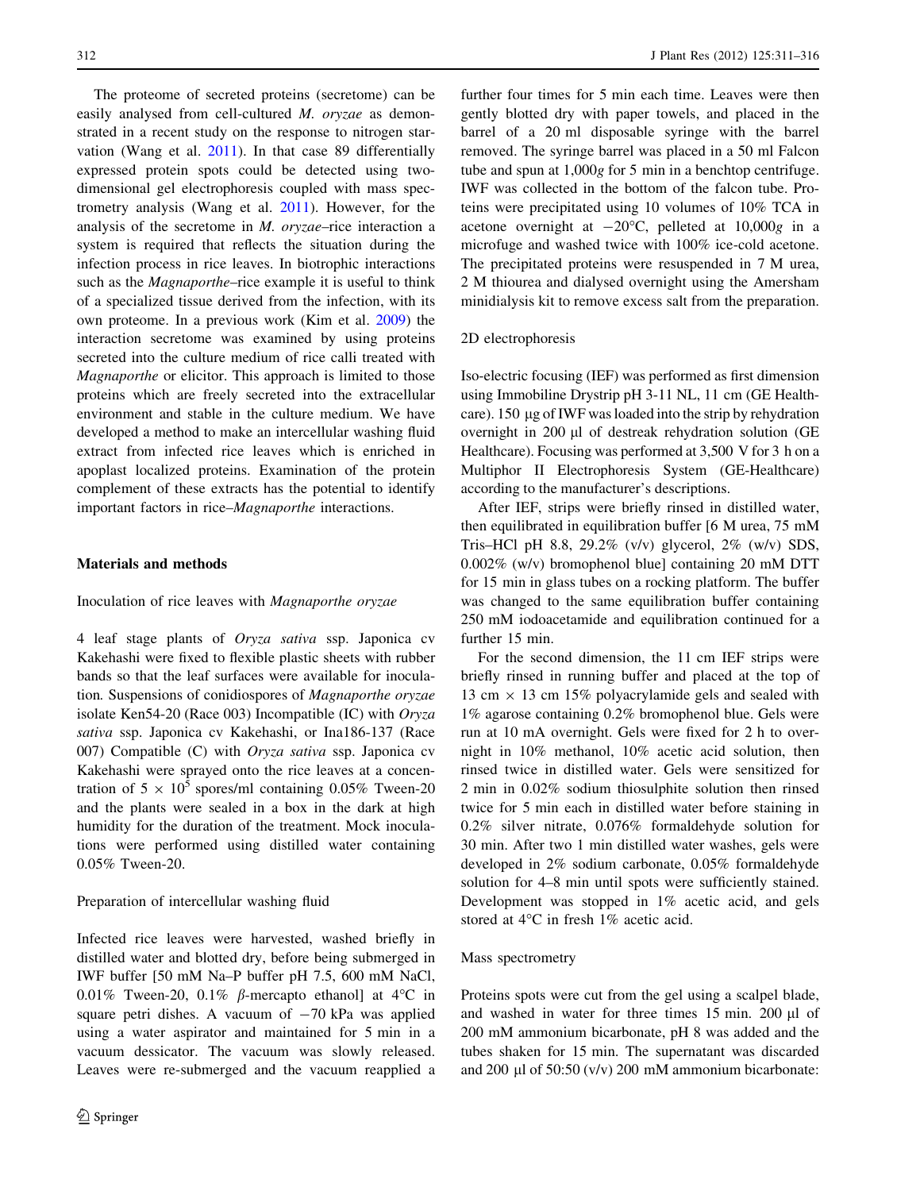The proteome of secreted proteins (secretome) can be easily analysed from cell-cultured *M. oryzae* as demonstrated in a recent study on the response to nitrogen starvation (Wang et al. 2011). In that case 89 differentially expressed protein spots could be detected using two-dimensional gel electrophoresis coupled with mass spectrometry analysis (Wang et al. 2011). However, for the analysis of the secretome in *M. oryzae*–rice interaction a system is required that reflects the situation during the infection process in rice leaves. In biotrophic interactions such as the *Magnaporthe*–rice example it is useful to think of a specialized tissue derived from the infection, with its own proteome. In a previous work (Kim et al. 2009) the interaction secretome was examined by using proteins secreted into the culture medium of rice calli treated with *Magnaporthe* or elicitor. This approach is limited to those proteins which are freely secreted into the extracellular environment and stable in the culture medium. We have developed a method to make an intercellular washing fluid extract from infected rice leaves which is enriched in apoplast localized proteins. Examination of the protein complement of these extracts has the potential to identify important factors in rice–*Magnaporthe* interactions.

## Materials and methods

### Inoculation of rice leaves with *Magnaporthe oryzae*

4 leaf stage plants of *Oryza sativa* ssp. Japonica cv Kakehashi were fixed to flexible plastic sheets with rubber bands so that the leaf surfaces were available for inoculation. Suspensions of conidiospores of *Magnaporthe oryzae* isolate Ken54-20 (Race 003) Incompatible (IC) with *Oryza sativa* ssp. Japonica cv Kakehashi, or Ina186-137 (Race 007) Compatible (C) with *Oryza sativa* ssp. Japonica cv Kakehashi were sprayed onto the rice leaves at a concentration of $5 \times 10^5$ spores/ml containing 0.05% Tween-20 and the plants were sealed in a box in the dark at high humidity for the duration of the treatment. Mock inoculations were performed using distilled water containing 0.05% Tween-20.

### Preparation of intercellular washing fluid

Infected rice leaves were harvested, washed briefly in distilled water and blotted dry, before being submerged in IWF buffer [50 mM Na–P buffer pH 7.5, 600 mM NaCl, 0.01% Tween-20, 0.1% $\beta$-mercapto ethanol] at 4°C in square petri dishes. A vacuum of −70 kPa was applied using a water aspirator and maintained for 5 min in a vacuum dessicator. The vacuum was slowly released. Leaves were re-submerged and the vacuum reapplied a further four times for 5 min each time. Leaves were then gently blotted dry with paper towels, and placed in the barrel of a 20 ml disposable syringe with the barrel removed. The syringe barrel was placed in a 50 ml Falcon tube and spun at 1,000*g* for 5 min in a benchtop centrifuge. IWF was collected in the bottom of the falcon tube. Proteins were precipitated using 10 volumes of 10% TCA in acetone overnight at −20°C, pelleted at 10,000*g* in a microfuge and washed twice with 100% ice-cold acetone. The precipitated proteins were resuspended in 7 M urea, 2 M thiourea and dialysed overnight using the Amersham minidialysis kit to remove excess salt from the preparation.

### 2D electrophoresis

Iso-electric focusing (IEF) was performed as first dimension using Immobiline Drystrip pH 3-11 NL, 11 cm (GE Healthcare). 150 µg of IWF was loaded into the strip by rehydration overnight in 200 µl of destreak rehydration solution (GE Healthcare). Focusing was performed at 3,500 V for 3 h on a Multiphor II Electrophoresis System (GE-Healthcare) according to the manufacturer's descriptions.

After IEF, strips were briefly rinsed in distilled water, then equilibrated in equilibration buffer [6 M urea, 75 mM Tris–HCl pH 8.8, 29.2% (v/v) glycerol, 2% (w/v) SDS, 0.002% (w/v) bromophenol blue] containing 20 mM DTT for 15 min in glass tubes on a rocking platform. The buffer was changed to the same equilibration buffer containing 250 mM iodoacetamide and equilibration continued for a further 15 min.

For the second dimension, the 11 cm IEF strips were briefly rinsed in running buffer and placed at the top of 13 cm × 13 cm 15% polyacrylamide gels and sealed with 1% agarose containing 0.2% bromophenol blue. Gels were run at 10 mA overnight. Gels were fixed for 2 h to overnight in 10% methanol, 10% acetic acid solution, then rinsed twice in distilled water. Gels were sensitized for 2 min in 0.02% sodium thiosulphite solution then rinsed twice for 5 min each in distilled water before staining in 0.2% silver nitrate, 0.076% formaldehyde solution for 30 min. After two 1 min distilled water washes, gels were developed in 2% sodium carbonate, 0.05% formaldehyde solution for 4–8 min until spots were sufficiently stained. Development was stopped in 1% acetic acid, and gels stored at 4°C in fresh 1% acetic acid.

### Mass spectrometry

Proteins spots were cut from the gel using a scalpel blade, and washed in water for three times 15 min. 200 µl of 200 mM ammonium bicarbonate, pH 8 was added and the tubes shaken for 15 min. The supernatant was discarded and 200 µl of 50:50 (v/v) 200 mM ammonium bicarbonate: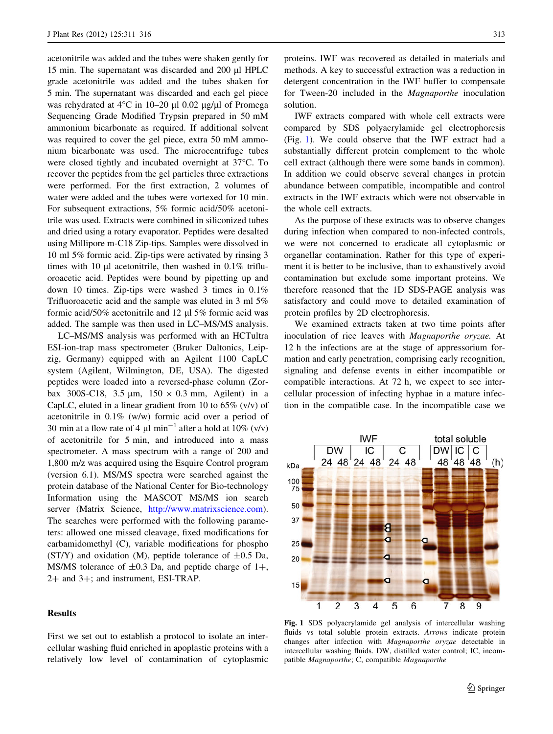acetonitrile was added and the tubes were shaken gently for 15 min. The supernatant was discarded and 200 µl HPLC grade acetonitrile was added and the tubes shaken for 5 min. The supernatant was discarded and each gel piece was rehydrated at 4°C in 10–20 µl 0.02 µg/µl of Promega Sequencing Grade Modified Trypsin prepared in 50 mM ammonium bicarbonate as required. If additional solvent was required to cover the gel piece, extra 50 mM ammonium bicarbonate was used. The microcentrifuge tubes were closed tightly and incubated overnight at 37°C. To recover the peptides from the gel particles three extractions were performed. For the first extraction, 2 volumes of water were added and the tubes were vortexed for 10 min. For subsequent extractions, 5% formic acid/50% acetonitrile was used. Extracts were combined in siliconized tubes and dried using a rotary evaporator. Peptides were desalted using Millipore m-C18 Zip-tips. Samples were dissolved in 10 ml 5% formic acid. Zip-tips were activated by rinsing 3 times with 10 µl acetonitrile, then washed in 0.1% trifluoroacetic acid. Peptides were bound by pipetting up and down 10 times. Zip-tips were washed 3 times in 0.1% Trifluoroacetic acid and the sample was eluted in 3 ml 5% formic acid/50% acetonitrile and 12 µl 5% formic acid was added. The sample was then used in LC–MS/MS analysis.

LC–MS/MS analysis was performed with an HCTultra ESI-ion-trap mass spectrometer (Bruker Daltonics, Leipzig, Germany) equipped with an Agilent 1100 CapLC system (Agilent, Wilmington, DE, USA). The digested peptides were loaded into a reversed-phase column (Zorbax 300S-C18, 3.5 µm, 150 × 0.3 mm, Agilent) in a CapLC, eluted in a linear gradient from 10 to 65% (v/v) of acetonitrile in 0.1% (w/w) formic acid over a period of 30 min at a flow rate of 4 µl $min^{-1}$ after a hold at 10% (v/v) of acetonitrile for 5 min, and introduced into a mass spectrometer. A mass spectrum with a range of 200 and 1,800 m/z was acquired using the Esquire Control program (version 6.1). MS/MS spectra were searched against the protein database of the National Center for Bio-technology Information using the MASCOT MS/MS ion search server (Matrix Science, http://www.matrixscience.com). The searches were performed with the following parameters: allowed one missed cleavage, fixed modifications for carbamidomethyl (C), variable modifications for phospho (ST/Y) and oxidation (M), peptide tolerance of ±0.5 Da, MS/MS tolerance of ±0.3 Da, and peptide charge of 1+, 2+ and 3+; and instrument, ESI-TRAP.

## Results

First we set out to establish a protocol to isolate an intercellular washing fluid enriched in apoplastic proteins with a relatively low level of contamination of cytoplasmic proteins. IWF was recovered as detailed in materials and methods. A key to successful extraction was a reduction in detergent concentration in the IWF buffer to compensate for Tween-20 included in the *Magnaporthe* inoculation solution.

IWF extracts compared with whole cell extracts were compared by SDS polyacrylamide gel electrophoresis (Fig. 1). We could observe that the IWF extract had a substantially different protein complement to the whole cell extract (although there were some bands in common). In addition we could observe several changes in protein abundance between compatible, incompatible and control extracts in the IWF extracts which were not observable in the whole cell extracts.

As the purpose of these extracts was to observe changes during infection when compared to non-infected controls, we were not concerned to eradicate all cytoplasmic or organellar contamination. Rather for this type of experiment it is better to be inclusive, than to exhaustively avoid contamination but exclude some important proteins. We therefore reasoned that the 1D SDS-PAGE analysis was satisfactory and could move to detailed examination of protein profiles by 2D electrophoresis.

We examined extracts taken at two time points after inoculation of rice leaves with *Magnaporthe oryzae.* At 12 h the infections are at the stage of appressorium formation and early penetration, comprising early recognition, signaling and defense events in either incompatible or compatible interactions. At 72 h, we expect to see intercellular procession of infecting hyphae in a mature infection in the compatible case. In the incompatible case we

**Fig. 1** SDS polyacrylamide gel analysis of intercellular washing fluids vs total soluble protein extracts. *Arrows* indicate protein changes after infection with *Magnaporthe oryzae* detectable in intercellular washing fluids. DW, distilled water control; IC, incompatible *Magnaporthe*; C, compatible *Magnaporthe*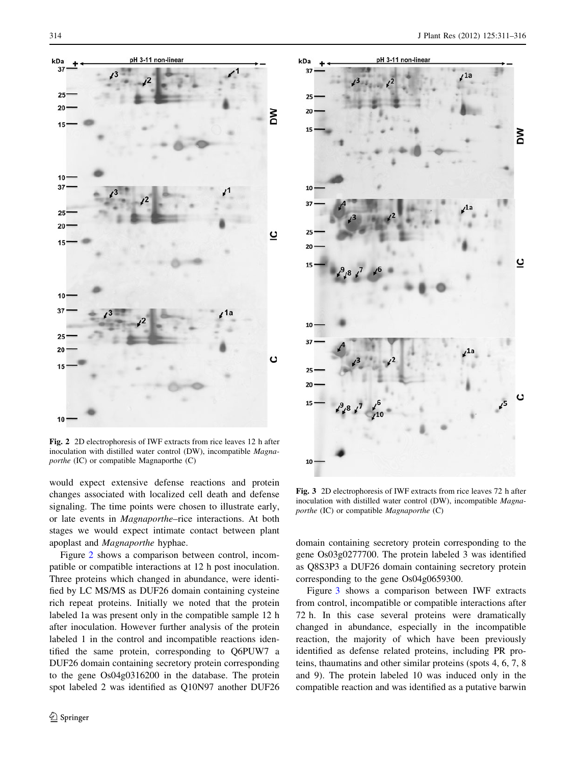Fig. 2 2D electrophoresis of IWF extracts from rice leaves 12 h after inoculation with distilled water control (DW), incompatible *Magnaporthe* (IC) or compatible Magnaporthe (C)

would expect extensive defense reactions and protein changes associated with localized cell death and defense signaling. The time points were chosen to illustrate early, or late events in *Magnaporthe*–rice interactions. At both stages we would expect intimate contact between plant apoplast and *Magnaporthe* hyphae.

Figure 2 shows a comparison between control, incompatible or compatible interactions at 12 h post inoculation. Three proteins which changed in abundance, were identified by LC MS/MS as DUF26 domain containing cysteine rich repeat proteins. Initially we noted that the protein labeled 1a was present only in the compatible sample 12 h after inoculation. However further analysis of the protein labeled 1 in the control and incompatible reactions identified the same protein, corresponding to Q6PUW7 a DUF26 domain containing secretory protein corresponding to the gene Os04g0316200 in the database. The protein spot labeled 2 was identified as Q10N97 another DUF26 domain containing secretory protein corresponding to the gene Os03g0277700. The protein labeled 3 was identified as Q8S3P3 a DUF26 domain containing secretory protein corresponding to the gene Os04g0659300.

Fig. 3 2D electrophoresis of IWF extracts from rice leaves 72 h after inoculation with distilled water control (DW), incompatible *Magnaporthe* (IC) or compatible *Magnaporthe* (C)

Figure 3 shows a comparison between IWF extracts from control, incompatible or compatible interactions after 72 h. In this case several proteins were dramatically changed in abundance, especially in the incompatible reaction, the majority of which have been previously identified as defense related proteins, including PR proteins, thaumatins and other similar proteins (spots 4, 6, 7, 8 and 9). The protein labeled 10 was induced only in the compatible reaction and was identified as a putative barwin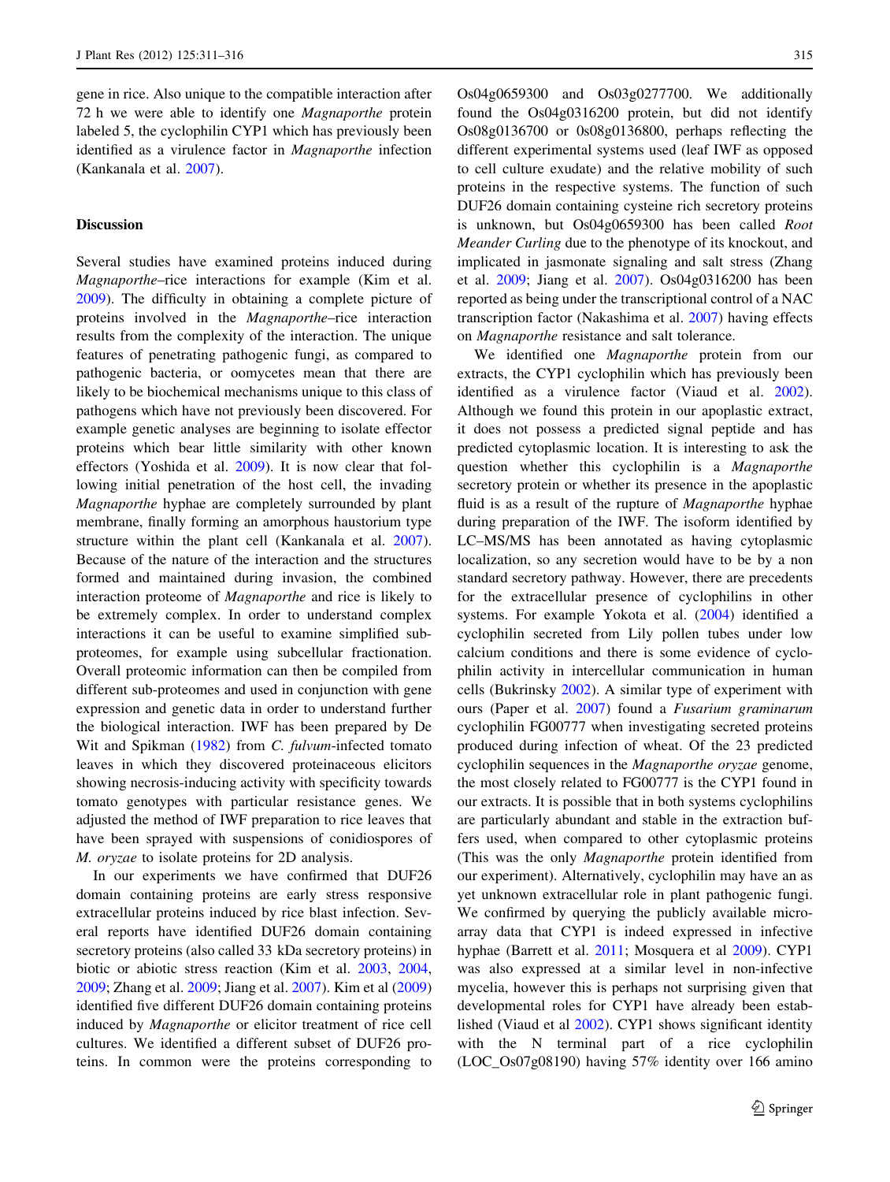gene in rice. Also unique to the compatible interaction after 72 h we were able to identify one *Magnaporthe* protein labeled 5, the cyclophilin CYP1 which has previously been identified as a virulence factor in *Magnaporthe* infection (Kankanala et al. 2007).

## Discussion

Several studies have examined proteins induced during *Magnaporthe*–rice interactions for example (Kim et al. 2009). The difficulty in obtaining a complete picture of proteins involved in the *Magnaporthe*–rice interaction results from the complexity of the interaction. The unique features of penetrating pathogenic fungi, as compared to pathogenic bacteria, or oomycetes mean that there are likely to be biochemical mechanisms unique to this class of pathogens which have not previously been discovered. For example genetic analyses are beginning to isolate effector proteins which bear little similarity with other known effectors (Yoshida et al. 2009). It is now clear that following initial penetration of the host cell, the invading *Magnaporthe* hyphae are completely surrounded by plant membrane, finally forming an amorphous haustorium type structure within the plant cell (Kankanala et al. 2007). Because of the nature of the interaction and the structures formed and maintained during invasion, the combined interaction proteome of *Magnaporthe* and rice is likely to be extremely complex. In order to understand complex interactions it can be useful to examine simplified sub-proteomes, for example using subcellular fractionation. Overall proteomic information can then be compiled from different sub-proteomes and used in conjunction with gene expression and genetic data in order to understand further the biological interaction. IWF has been prepared by De Wit and Spikman (1982) from *C. fulvum*-infected tomato leaves in which they discovered proteinaceous elicitors showing necrosis-inducing activity with specificity towards tomato genotypes with particular resistance genes. We adjusted the method of IWF preparation to rice leaves that have been sprayed with suspensions of conidiospores of *M. oryzae* to isolate proteins for 2D analysis.

In our experiments we have confirmed that DUF26 domain containing proteins are early stress responsive extracellular proteins induced by rice blast infection. Several reports have identified DUF26 domain containing secretory proteins (also called 33 kDa secretory proteins) in biotic or abiotic stress reaction (Kim et al. 2003, 2004, 2009; Zhang et al. 2009; Jiang et al. 2007). Kim et al (2009) identified five different DUF26 domain containing proteins induced by *Magnaporthe* or elicitor treatment of rice cell cultures. We identified a different subset of DUF26 proteins. In common were the proteins corresponding to Os04g0659300 and Os03g0277700. We additionally found the Os04g0316200 protein, but did not identify Os08g0136700 or 0s08g0136800, perhaps reflecting the different experimental systems used (leaf IWF as opposed to cell culture exudate) and the relative mobility of such proteins in the respective systems. The function of such DUF26 domain containing cysteine rich secretory proteins is unknown, but Os04g0659300 has been called *Root Meander Curling* due to the phenotype of its knockout, and implicated in jasmonate signaling and salt stress (Zhang et al. 2009; Jiang et al. 2007). Os04g0316200 has been reported as being under the transcriptional control of a NAC transcription factor (Nakashima et al. 2007) having effects on *Magnaporthe* resistance and salt tolerance.

We identified one *Magnaporthe* protein from our extracts, the CYP1 cyclophilin which has previously been identified as a virulence factor (Viaud et al. 2002). Although we found this protein in our apoplastic extract, it does not possess a predicted signal peptide and has predicted cytoplasmic location. It is interesting to ask the question whether this cyclophilin is a *Magnaporthe* secretory protein or whether its presence in the apoplastic fluid is as a result of the rupture of *Magnaporthe* hyphae during preparation of the IWF. The isoform identified by LC–MS/MS has been annotated as having cytoplasmic localization, so any secretion would have to be by a non standard secretory pathway. However, there are precedents for the extracellular presence of cyclophilins in other systems. For example Yokota et al. (2004) identified a cyclophilin secreted from Lily pollen tubes under low calcium conditions and there is some evidence of cyclophilin activity in intercellular communication in human cells (Bukrinsky 2002). A similar type of experiment with ours (Paper et al. 2007) found a *Fusarium graminarum* cyclophilin FG00777 when investigating secreted proteins produced during infection of wheat. Of the 23 predicted cyclophilin sequences in the *Magnaporthe oryzae* genome, the most closely related to FG00777 is the CYP1 found in our extracts. It is possible that in both systems cyclophilins are particularly abundant and stable in the extraction buffers used, when compared to other cytoplasmic proteins (This was the only *Magnaporthe* protein identified from our experiment). Alternatively, cyclophilin may have an as yet unknown extracellular role in plant pathogenic fungi. We confirmed by querying the publicly available microarray data that CYP1 is indeed expressed in infective hyphae (Barrett et al. 2011; Mosquera et al 2009). CYP1 was also expressed at a similar level in non-infective mycelia, however this is perhaps not surprising given that developmental roles for CYP1 have already been established (Viaud et al 2002). CYP1 shows significant identity with the N terminal part of a rice cyclophilin (LOC_Os07g08190) having 57% identity over 166 amino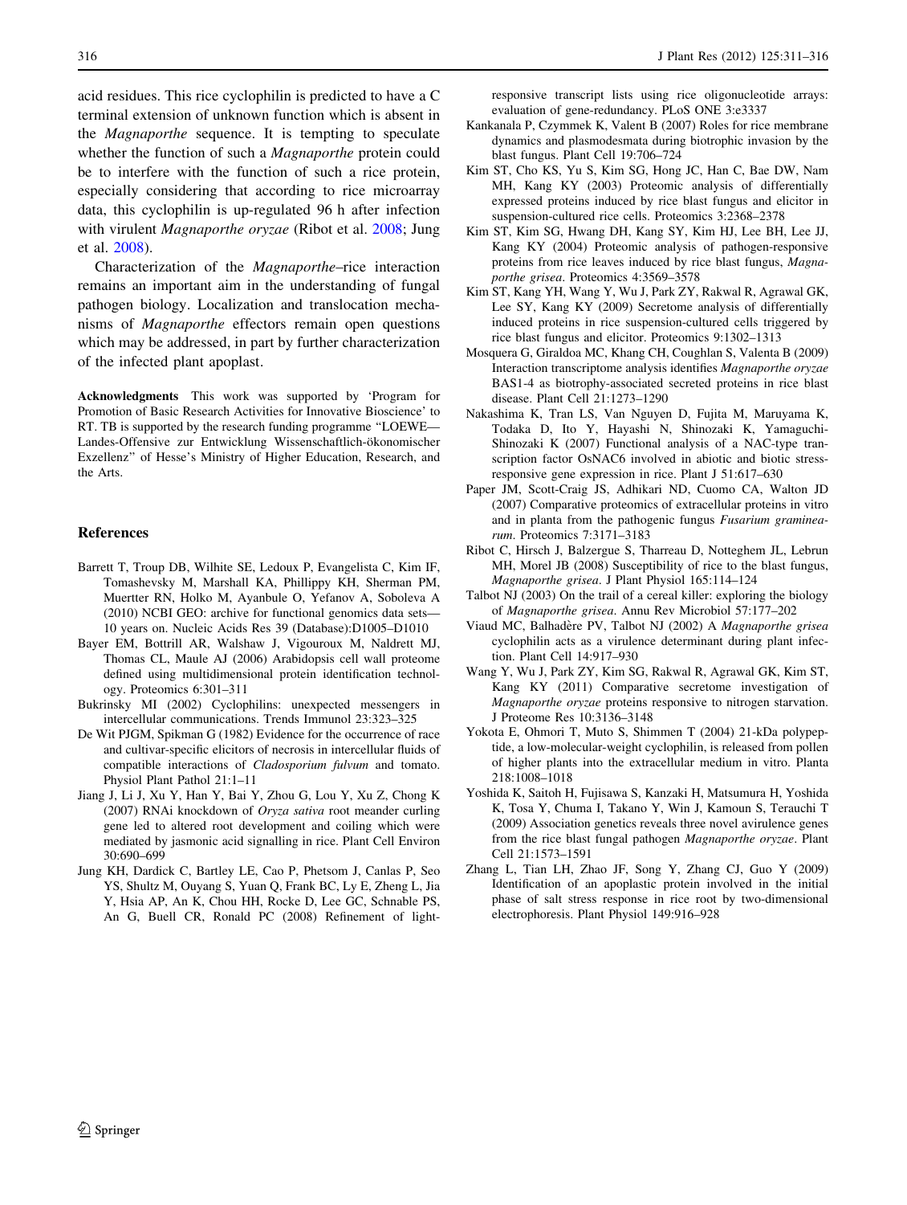acid residues. This rice cyclophilin is predicted to have a C terminal extension of unknown function which is absent in the *Magnaporthe* sequence. It is tempting to speculate whether the function of such a *Magnaporthe* protein could be to interfere with the function of such a rice protein, especially considering that according to rice microarray data, this cyclophilin is up-regulated 96 h after infection with virulent *Magnaporthe oryzae* (Ribot et al. 2008; Jung et al. 2008).

Characterization of the *Magnaporthe*–rice interaction remains an important aim in the understanding of fungal pathogen biology. Localization and translocation mechanisms of *Magnaporthe* effectors remain open questions which may be addressed, in part by further characterization of the infected plant apoplast.

**Acknowledgments** This work was supported by 'Program for Promotion of Basic Research Activities for Innovative Bioscience' to RT. TB is supported by the research funding programme "LOEWE—Landes-Offensive zur Entwicklung Wissenschaftlich-ökonomischer Exzellenz" of Hesse's Ministry of Higher Education, Research, and the Arts.

## References

Barrett T, Troup DB, Wilhite SE, Ledoux P, Evangelista C, Kim IF, Tomashevsky M, Marshall KA, Phillippy KH, Sherman PM, Muertter RN, Holko M, Ayanbule O, Yefanov A, Soboleva A (2010) NCBI GEO: archive for functional genomics data sets—10 years on. Nucleic Acids Res 39 (Database):D1005–D1010

Bayer EM, Bottrill AR, Walshaw J, Vigouroux M, Naldrett MJ, Thomas CL, Maule AJ (2006) Arabidopsis cell wall proteome defined using multidimensional protein identification technology. Proteomics 6:301–311

Bukrinsky MI (2002) Cyclophilins: unexpected messengers in intercellular communications. Trends Immunol 23:323–325

De Wit PJGM, Spikman G (1982) Evidence for the occurrence of race and cultivar-specific elicitors of necrosis in intercellular fluids of compatible interactions of *Cladosporium fulvum* and tomato. Physiol Plant Pathol 21:1–11

Jiang J, Li J, Xu Y, Han Y, Bai Y, Zhou G, Lou Y, Xu Z, Chong K (2007) RNAi knockdown of *Oryza sativa* root meander curling gene led to altered root development and coiling which were mediated by jasmonic acid signalling in rice. Plant Cell Environ 30:690–699

Jung KH, Dardick C, Bartley LE, Cao P, Phetsom J, Canlas P, Seo YS, Shultz M, Ouyang S, Yuan Q, Frank BC, Ly E, Zheng L, Jia Y, Hsia AP, An K, Chou HH, Rocke D, Lee GC, Schnable PS, An G, Buell CR, Ronald PC (2008) Refinement of light-responsive transcript lists using rice oligonucleotide arrays: evaluation of gene-redundancy. PLoS ONE 3:e3337

Kankanala P, Czymmek K, Valent B (2007) Roles for rice membrane dynamics and plasmodesmata during biotrophic invasion by the blast fungus. Plant Cell 19:706–724

Kim ST, Cho KS, Yu S, Kim SG, Hong JC, Han C, Bae DW, Nam MH, Kang KY (2003) Proteomic analysis of differentially expressed proteins induced by rice blast fungus and elicitor in suspension-cultured rice cells. Proteomics 3:2368–2378

Kim ST, Kim SG, Hwang DH, Kang SY, Kim HJ, Lee BH, Lee JJ, Kang KY (2004) Proteomic analysis of pathogen-responsive proteins from rice leaves induced by rice blast fungus, *Magnaporthe grisea*. Proteomics 4:3569–3578

Kim ST, Kang YH, Wang Y, Wu J, Park ZY, Rakwal R, Agrawal GK, Lee SY, Kang KY (2009) Secretome analysis of differentially induced proteins in rice suspension-cultured cells triggered by rice blast fungus and elicitor. Proteomics 9:1302–1313

Mosquera G, Giraldoa MC, Khang CH, Coughlan S, Valenta B (2009) Interaction transcriptome analysis identifies *Magnaporthe oryzae* BAS1-4 as biotrophy-associated secreted proteins in rice blast disease. Plant Cell 21:1273–1290

Nakashima K, Tran LS, Van Nguyen D, Fujita M, Maruyama K, Todaka D, Ito Y, Hayashi N, Shinozaki K, Yamaguchi-Shinozaki K (2007) Functional analysis of a NAC-type transcription factor OsNAC6 involved in abiotic and biotic stress-responsive gene expression in rice. Plant J 51:617–630

Paper JM, Scott-Craig JS, Adhikari ND, Cuomo CA, Walton JD (2007) Comparative proteomics of extracellular proteins in vitro and in planta from the pathogenic fungus *Fusarium graminearum*. Proteomics 7:3171–3183

Ribot C, Hirsch J, Balzergue S, Tharreau D, Notteghem JL, Lebrun MH, Morel JB (2008) Susceptibility of rice to the blast fungus, *Magnaporthe grisea*. J Plant Physiol 165:114–124

Talbot NJ (2003) On the trail of a cereal killer: exploring the biology of *Magnaporthe grisea*. Annu Rev Microbiol 57:177–202

Viaud MC, Balhadère PV, Talbot NJ (2002) A *Magnaporthe grisea* cyclophilin acts as a virulence determinant during plant infection. Plant Cell 14:917–930

Wang Y, Wu J, Park ZY, Kim SG, Rakwal R, Agrawal GK, Kim ST, Kang KY (2011) Comparative secretome investigation of *Magnaporthe oryzae* proteins responsive to nitrogen starvation. J Proteome Res 10:3136–3148

Yokota E, Ohmori T, Muto S, Shimmen T (2004) 21-kDa polypeptide, a low-molecular-weight cyclophilin, is released from pollen of higher plants into the extracellular medium in vitro. Planta 218:1008–1018

Yoshida K, Saitoh H, Fujisawa S, Kanzaki H, Matsumura H, Yoshida K, Tosa Y, Chuma I, Takano Y, Win J, Kamoun S, Terauchi T (2009) Association genetics reveals three novel avirulence genes from the rice blast fungal pathogen *Magnaporthe oryzae*. Plant Cell 21:1573–1591

Zhang L, Tian LH, Zhao JF, Song Y, Zhang CJ, Guo Y (2009) Identification of an apoplastic protein involved in the initial phase of salt stress response in rice root by two-dimensional electrophoresis. Plant Physiol 149:916–928